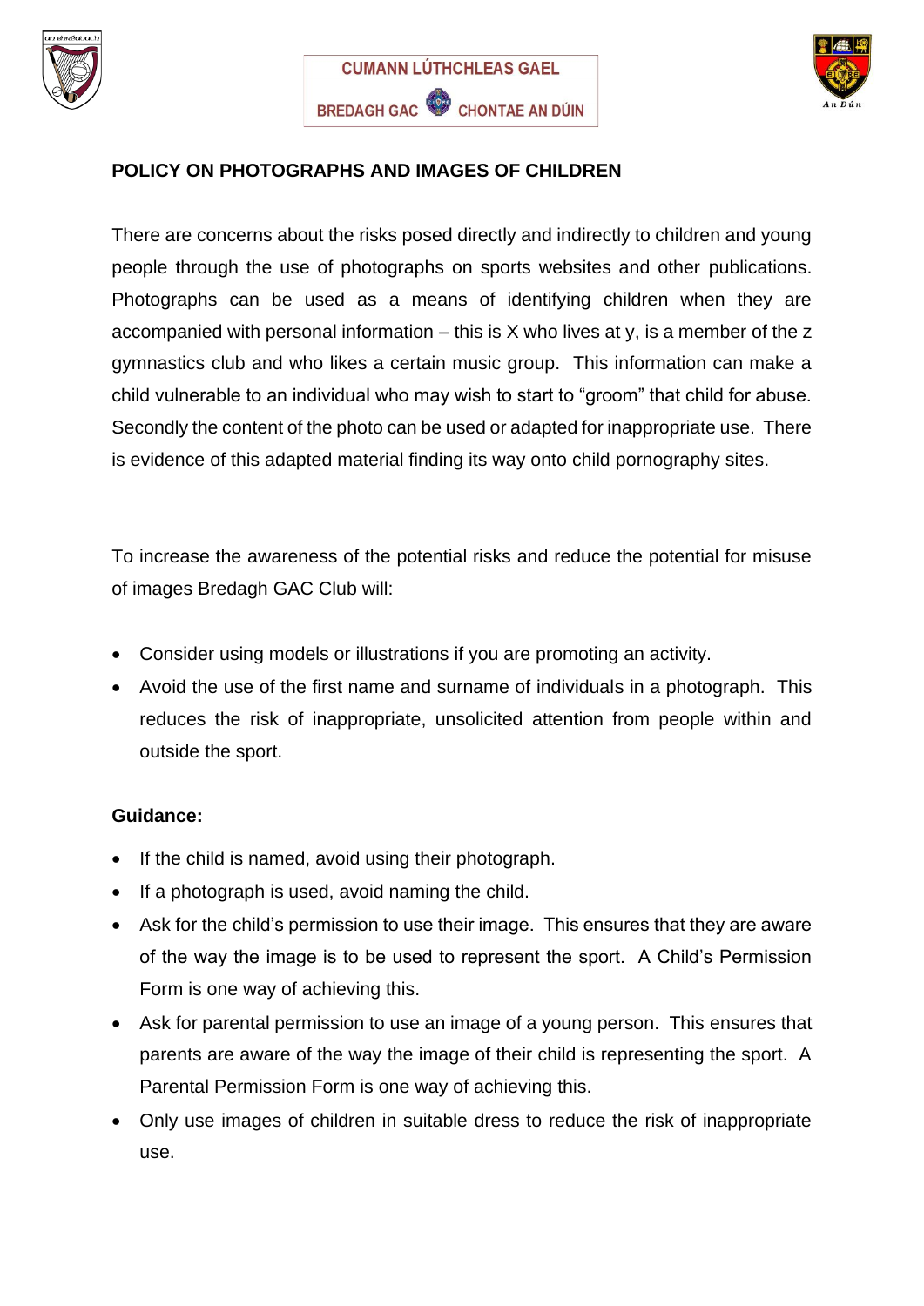CUMANN LÚTHCHLEAS GAEL

BREDAGH GAC CHONTAE AN DÚIN

## POLICY ON PHOTOGRAPHS AND IMAGES OF CHILDREN

There are concerns about the risks posed directly and indirectly to children and young people through the use of photographs on sports websites and other publications. Photographs can be used as a means of identifying children when they are accompanied with personal information – this is X who lives at y, is a member of the z gymnastics club and who likes a certain music group. This information can make a child vulnerable to an individual who may wish to start to "groom" that child for abuse. Secondly the content of the photo can be used or adapted for inappropriate use. There is evidence of this adapted material finding its way onto child pornography sites.

To increase the awareness of the potential risks and reduce the potential for misuse of images Bredagh GAC Club will:

- Consider using models or illustrations if you are promoting an activity.
- Avoid the use of the first name and surname of individuals in a photograph. This reduces the risk of inappropriate, unsolicited attention from people within and outside the sport.

**Guidance:**

- If the child is named, avoid using their photograph.
- If a photograph is used, avoid naming the child.
- Ask for the child's permission to use their image. This ensures that they are aware of the way the image is to be used to represent the sport. A Child's Permission Form is one way of achieving this.
- Ask for parental permission to use an image of a young person. This ensures that parents are aware of the way the image of their child is representing the sport. A Parental Permission Form is one way of achieving this.
- Only use images of children in suitable dress to reduce the risk of inappropriate use.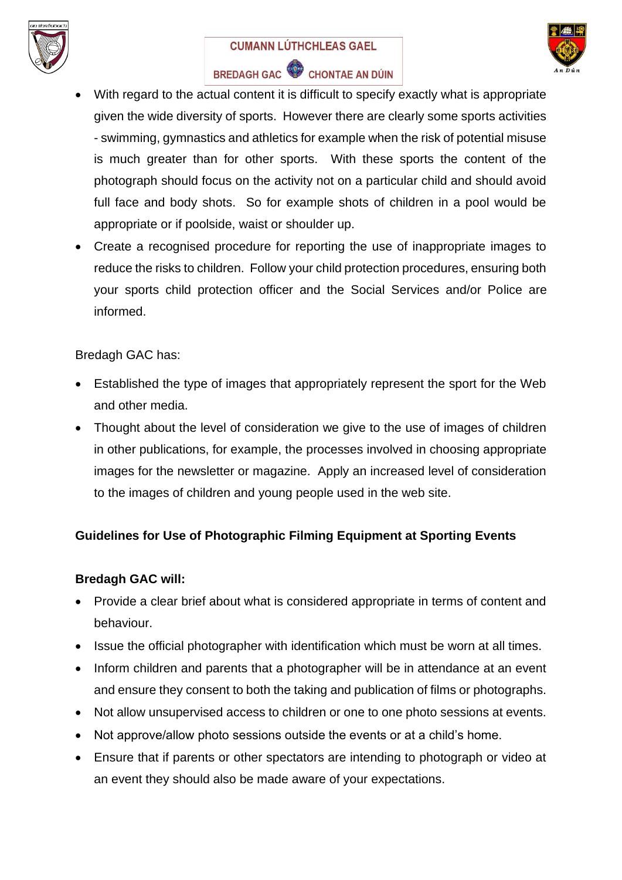- With regard to the actual content it is difficult to specify exactly what is appropriate given the wide diversity of sports. However there are clearly some sports activities - swimming, gymnastics and athletics for example when the risk of potential misuse is much greater than for other sports. With these sports the content of the photograph should focus on the activity not on a particular child and should avoid full face and body shots. So for example shots of children in a pool would be appropriate or if poolside, waist or shoulder up.
- Create a recognised procedure for reporting the use of inappropriate images to reduce the risks to children. Follow your child protection procedures, ensuring both your sports child protection officer and the Social Services and/or Police are informed.

Bredagh GAC has:

- Established the type of images that appropriately represent the sport for the Web and other media.
- Thought about the level of consideration we give to the use of images of children in other publications, for example, the processes involved in choosing appropriate images for the newsletter or magazine. Apply an increased level of consideration to the images of children and young people used in the web site.

**Guidelines for Use of Photographic Filming Equipment at Sporting Events**

**Bredagh GAC will:**

- Provide a clear brief about what is considered appropriate in terms of content and behaviour.
- Issue the official photographer with identification which must be worn at all times.
- Inform children and parents that a photographer will be in attendance at an event and ensure they consent to both the taking and publication of films or photographs.
- Not allow unsupervised access to children or one to one photo sessions at events.
- Not approve/allow photo sessions outside the events or at a child's home.
- Ensure that if parents or other spectators are intending to photograph or video at an event they should also be made aware of your expectations.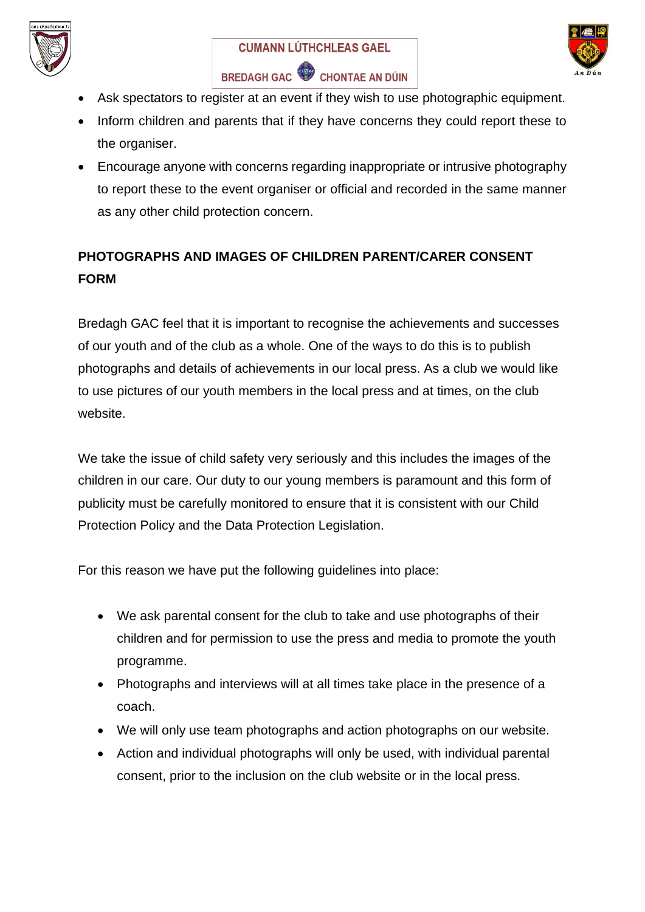- Ask spectators to register at an event if they wish to use photographic equipment.
- Inform children and parents that if they have concerns they could report these to the organiser.
- Encourage anyone with concerns regarding inappropriate or intrusive photography to report these to the event organiser or official and recorded in the same manner as any other child protection concern.

**PHOTOGRAPHS AND IMAGES OF CHILDREN PARENT/CARER CONSENT FORM**

Bredagh GAC feel that it is important to recognise the achievements and successes of our youth and of the club as a whole. One of the ways to do this is to publish photographs and details of achievements in our local press. As a club we would like to use pictures of our youth members in the local press and at times, on the club website.

We take the issue of child safety very seriously and this includes the images of the children in our care. Our duty to our young members is paramount and this form of publicity must be carefully monitored to ensure that it is consistent with our Child Protection Policy and the Data Protection Legislation.

For this reason we have put the following guidelines into place:

- We ask parental consent for the club to take and use photographs of their children and for permission to use the press and media to promote the youth programme.
- Photographs and interviews will at all times take place in the presence of a coach.
- We will only use team photographs and action photographs on our website.
- Action and individual photographs will only be used, with individual parental consent, prior to the inclusion on the club website or in the local press.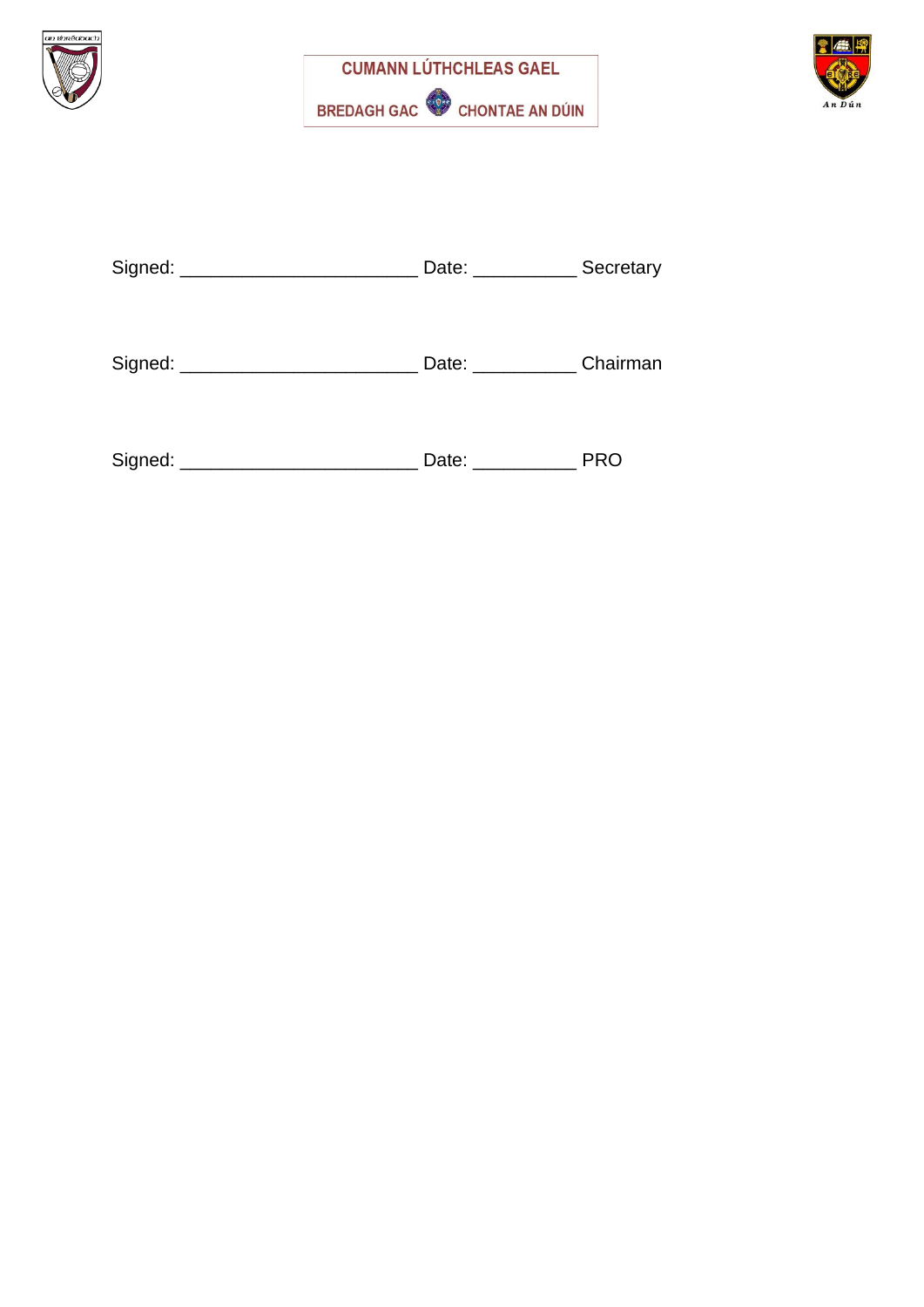CUMANN LÚTHCHLEAS GAEL

BREDAGH GAC CHONTAE AN DÚIN

Signed: ______________________ Date: __________ Secretary

Signed: ______________________ Date: __________ Chairman

Signed: ______________________ Date: __________ PRO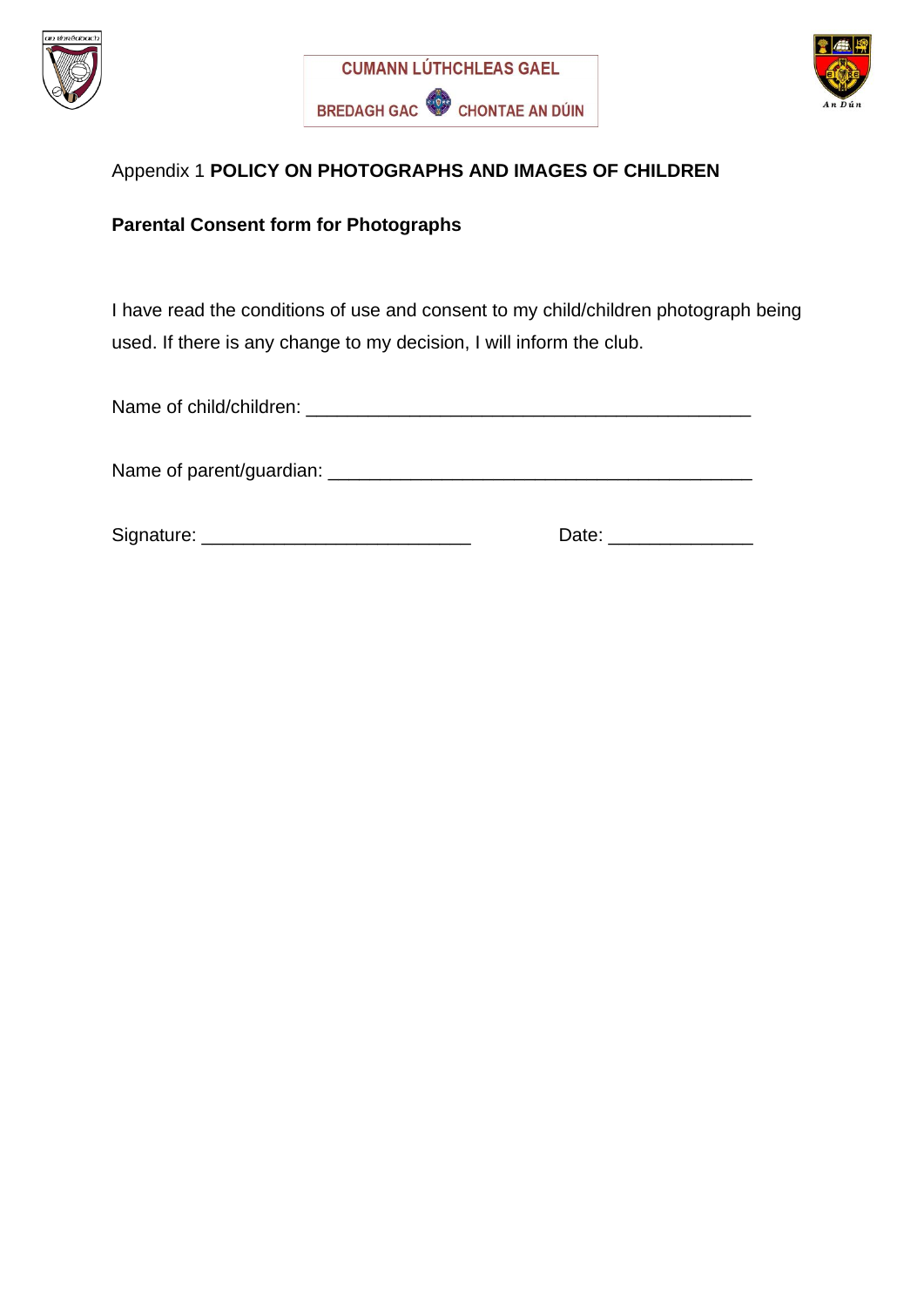CUMANN LÚTHCHLEAS GAEL

BREDAGH GAC CHONTAE AN DÚIN

Appendix 1 **POLICY ON PHOTOGRAPHS AND IMAGES OF CHILDREN**

**Parental Consent form for Photographs**

I have read the conditions of use and consent to my child/children photograph being used. If there is any change to my decision, I will inform the club.

Name of child/children: _____________________________________________

Name of parent/guardian: ___________________________________________

Signature: ___________________________ Date: ______________